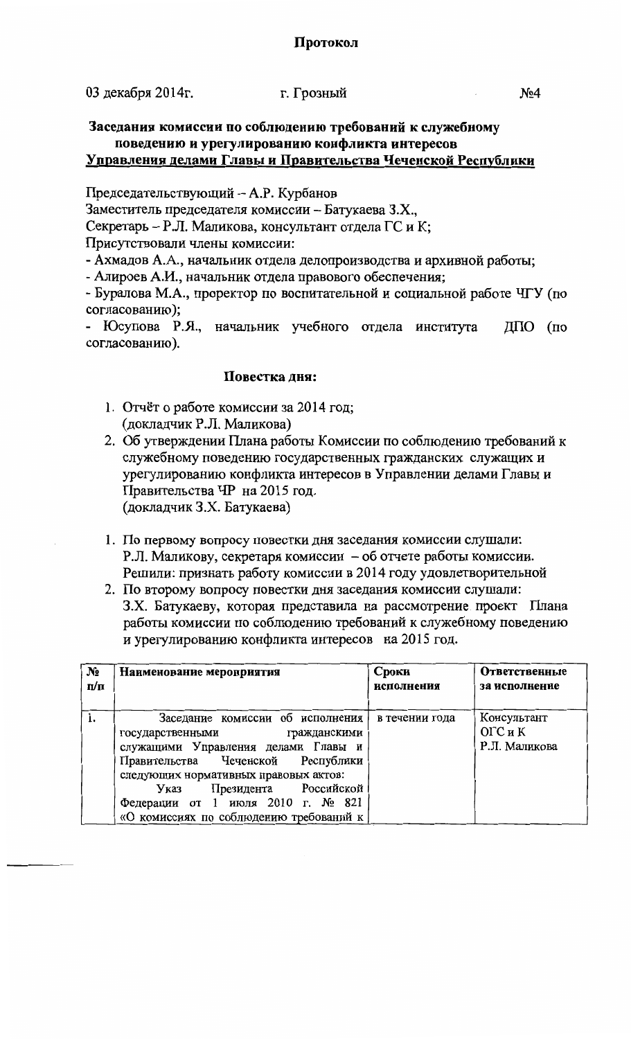**Протокол**

03 декабря 2014г. г. Грозный №4

**Заседания комиссии по соблюдению требований к служебному поведению и урегулированию конфликта интересов**
**Управления делами Главы и Правительства Чеченской Республики**

Председательствующий – А.Р. Курбанов
Заместитель председателя комиссии – Батукаева З.Х.,
Секретарь – Р.Л. Маликова, консультант отдела ГС и К;
Присутствовали члены комиссии:
- Ахмадов А.А., начальник отдела делопроизводства и архивной работы;
- Алироев А.И., начальник отдела правового обеспечения;
- Буралова М.А., проректор по воспитательной и социальной работе ЧГУ (по согласованию);
- Юсупова Р.Я., начальник учебного отдела института ДПО (по согласованию).

**Повестка дня:**

1. Отчёт о работе комиссии за 2014 год;
   (докладчик Р.Л. Маликова)
2. Об утверждении Плана работы Комиссии по соблюдению требований к служебному поведению государственных гражданских служащих и урегулированию конфликта интересов в Управлении делами Главы и Правительства ЧР на 2015 год.
   (докладчик З.Х. Батукаева)

1. По первому вопросу повестки дня заседания комиссии слушали: Р.Л. Маликову, секретаря комиссии – об отчете работы комиссии. Решили: признать работу комиссии в 2014 году удовлетворительной
2. По второму вопросу повестки дня заседания комиссии слушали: З.Х. Батукаеву, которая представила на рассмотрение проект Плана работы комиссии по соблюдению требований к служебному поведению и урегулированию конфликта интересов на 2015 год.

| № п/п | Наименование мероприятия | Сроки исполнения | Ответственные за исполнение |
|---|---|---|---|
| 1. | Заседание комиссии об исполнения государственными гражданскими служащими Управления делами Главы и Правительства Чеченской Республики следующих нормативных правовых актов: Указ Президента Российской Федерации от 1 июля 2010 г. № 821 «О комиссиях по соблюдению требований к | в течении года | Консультант ОГС и К Р.Л. Маликова |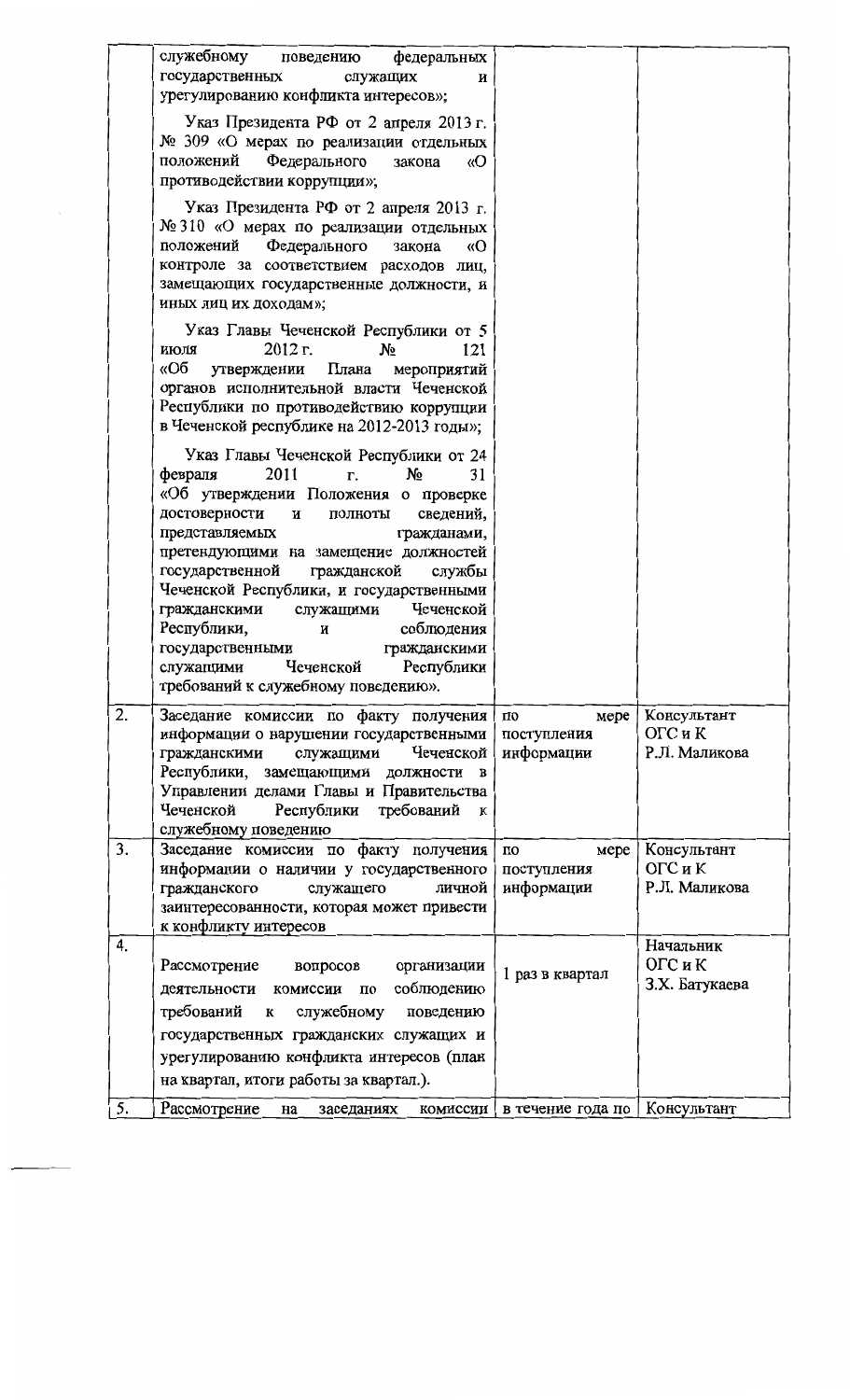| | | | |
|---|---|---|---|
| | служебному поведению федеральных государственных служащих и урегулированию конфликта интересов»;<br><br>Указ Президента РФ от 2 апреля 2013 г. № 309 «О мерах по реализации отдельных положений Федерального закона «О противодействии коррупции»;<br><br>Указ Президента РФ от 2 апреля 2013 г. № 310 «О мерах по реализации отдельных положений Федерального закона «О контроле за соответствием расходов лиц, замещающих государственные должности, и иных лиц их доходам»;<br><br>Указ Главы Чеченской Республики от 5 июля 2012 г. № 121 «Об утверждении Плана мероприятий органов исполнительной власти Чеченской Республики по противодействию коррупции в Чеченской республике на 2012-2013 годы»;<br><br>Указ Главы Чеченской Республики от 24 февраля 2011 г. № 31 «Об утверждении Положения о проверке достоверности и полноты сведений, представляемых гражданами, претендующими на замещение должностей государственной гражданской службы Чеченской Республики, и государственными гражданскими служащими Чеченской Республики, и соблюдения государственными гражданскими служащими Чеченской Республики требований к служебному поведению». | | |
| 2. | Заседание комиссии по факту получения информации о нарушении государственными гражданскими служащими Чеченской Республики, замещающими должности в Управлении делами Главы и Правительства Чеченской Республики требований к служебному поведению | по мере поступления информации | Консультант ОГС и К Р.Л. Маликова |
| 3. | Заседание комиссии по факту получения информации о наличии у государственного гражданского служащего личной заинтересованности, которая может привести к конфликту интересов | по мере поступления информации | Консультант ОГС и К Р.Л. Маликова |
| 4. | Рассмотрение вопросов организации деятельности комиссии по соблюдению требований к служебному поведению государственных гражданских служащих и урегулированию конфликта интересов (план на квартал, итоги работы за квартал.). | 1 раз в квартал | Начальник ОГС и К З.Х. Батукаева |
| 5. | Рассмотрение на заседаниях комиссии | в течение года по | Консультант |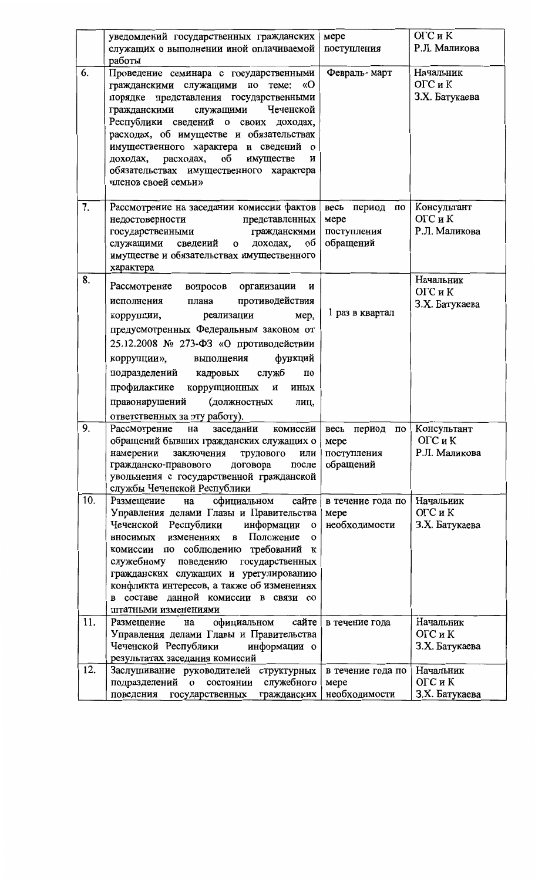|  | уведомлений государственных гражданских служащих о выполнении иной оплачиваемой работы | мере поступления | ОГС и К Р.Л. Маликова |
|---|---|---|---|
| 6. | Проведение семинара с государственными гражданскими служащими по теме: «О порядке представления государственными гражданскими служащими Чеченской Республики сведений о своих доходах, расходах, об имуществе и обязательствах имущественного характера и сведений о доходах, расходах, об имуществе и обязательствах имущественного характера членов своей семьи» | Февраль- март | Начальник ОГС и К З.Х. Батукаева |
| 7. | Рассмотрение на заседании комиссии фактов недостоверности представленных государственными гражданскими служащими сведений о доходах, об имуществе и обязательствах имущественного характера | весь период по мере поступления обращений | Консультант ОГС и К Р.Л. Маликова |
| 8. | Рассмотрение вопросов организации и исполнения плана противодействия коррупции, реализации мер, предусмотренных Федеральным законом от 25.12.2008 № 273-ФЗ «О противодействии коррупции», выполнения функций подразделений кадровых служб по профилактике коррупционных и иных правонарушений (должностных лиц, ответственных за эту работу). | 1 раз в квартал | Начальник ОГС и К З.Х. Батукаева |
| 9. | Рассмотрение на заседании комиссии обращений бывших гражданских служащих о намерении заключения трудового или гражданско-правового договора после увольнения с государственной гражданской службы Чеченской Республики | весь период по мере поступления обращений | Консультант ОГС и К Р.Л. Маликова |
| 10. | Размещение на официальном сайте Управления делами Главы и Правительства Чеченской Республики информации о вносимых изменениях в Положение о комиссии по соблюдению требований к служебному поведению государственных гражданских служащих и урегулированию конфликта интересов, а также об изменениях в составе данной комиссии в связи со штатными изменениями | в течение года по мере необходимости | Начальник ОГС и К З.Х. Батукаева |
| 11. | Размещение на официальном сайте Управления делами Главы и Правительства Чеченской Республики информации о результатах заседания комиссий | в течение года | Начальник ОГС и К З.Х. Батукаева |
| 12. | Заслушивание руководителей структурных подразделений о состоянии служебного поведения государственных гражданских | в течение года по мере необходимости | Начальник ОГС и К З.Х. Батукаева |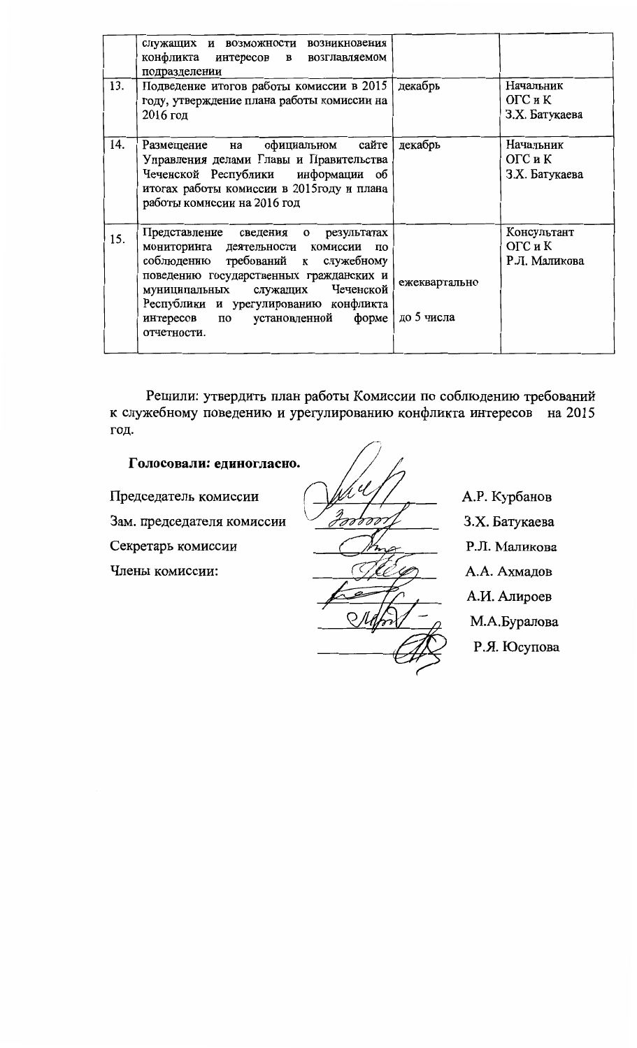| | | | |
|---|---|---|---|
| | служащих и возможности возникновения конфликта интересов в возглавляемом подразделении | | |
| 13. | Подведение итогов работы комиссии в 2015 году, утверждение плана работы комиссии на 2016 год | декабрь | Начальник ОГС и К З.Х. Батукаева |
| 14. | Размещение на официальном сайте Управления делами Главы и Правительства Чеченской Республики информации об итогах работы комиссии в 2015году и плана работы комиссии на 2016 год | декабрь | Начальник ОГС и К З.Х. Батукаева |
| 15. | Представление сведения о результатах мониторинга деятельности комиссии по соблюдению требований к служебному поведению государственных гражданских и муниципальных служащих Чеченской Республики и урегулированию конфликта интересов по установленной форме отчетности. | ежеквартально до 5 числа | Консультант ОГС и К Р.Л. Маликова |

Решили: утвердить план работы Комиссии по соблюдению требований к служебному поведению и урегулированию конфликта интересов на 2015 год.

**Голосовали: единогласно.**

Председатель комиссии — А.Р. Курбанов

Зам. председателя комиссии — З.Х. Батукаева

Секретарь комиссии — Р.Л. Маликова

Члены комиссии:
- А.А. Ахмадов
- А.И. Алироев
- М.А.Буралова
- Р.Я. Юсупова